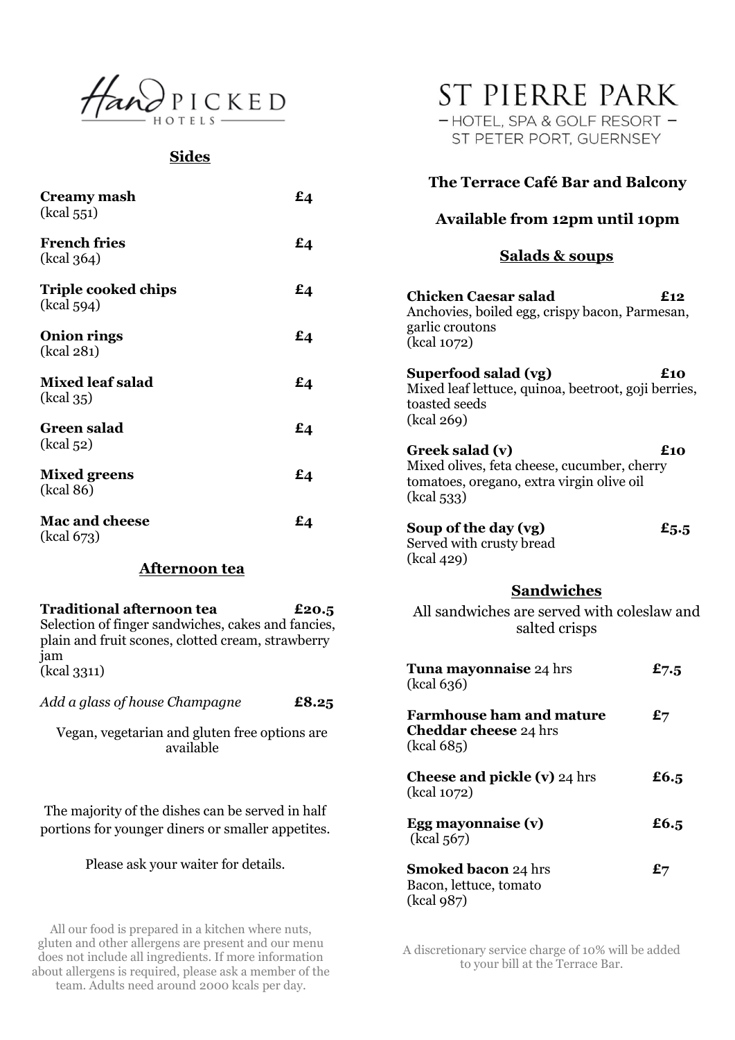Hand PICKED HOTELS

## Sides

**Creamy mash** **£4**
(kcal 551)

**French fries** **£4**
(kcal 364)

**Triple cooked chips** **£4**
(kcal 594)

**Onion rings** **£4**
(kcal 281)

**Mixed leaf salad** **£4**
(kcal 35)

**Green salad** **£4**
(kcal 52)

**Mixed greens** **£4**
(kcal 86)

**Mac and cheese** **£4**
(kcal 673)

## Afternoon tea

**Traditional afternoon tea** **£20.5**
Selection of finger sandwiches, cakes and fancies, plain and fruit scones, clotted cream, strawberry jam
(kcal 3311)

*Add a glass of house Champagne* **£8.25**

Vegan, vegetarian and gluten free options are available

The majority of the dishes can be served in half portions for younger diners or smaller appetites.

Please ask your waiter for details.

All our food is prepared in a kitchen where nuts, gluten and other allergens are present and our menu does not include all ingredients. If more information about allergens is required, please ask a member of the team. Adults need around 2000 kcals per day.

# ST PIERRE PARK
– HOTEL, SPA & GOLF RESORT –
ST PETER PORT, GUERNSEY

### The Terrace Café Bar and Balcony

### Available from 12pm until 10pm

## Salads & soups

**Chicken Caesar salad** **£12**
Anchovies, boiled egg, crispy bacon, Parmesan, garlic croutons
(kcal 1072)

**Superfood salad (vg)** **£10**
Mixed leaf lettuce, quinoa, beetroot, goji berries, toasted seeds
(kcal 269)

**Greek salad (v)** **£10**
Mixed olives, feta cheese, cucumber, cherry tomatoes, oregano, extra virgin olive oil
(kcal 533)

**Soup of the day (vg)** **£5.5**
Served with crusty bread
(kcal 429)

## Sandwiches

All sandwiches are served with coleslaw and salted crisps

**Tuna mayonnaise** 24 hrs **£7.5**
(kcal 636)

**Farmhouse ham and mature Cheddar cheese** 24 hrs **£7**
(kcal 685)

**Cheese and pickle (v)** 24 hrs **£6.5**
(kcal 1072)

**Egg mayonnaise (v)** **£6.5**
(kcal 567)

**Smoked bacon** 24 hrs **£7**
Bacon, lettuce, tomato
(kcal 987)

A discretionary service charge of 10% will be added to your bill at the Terrace Bar.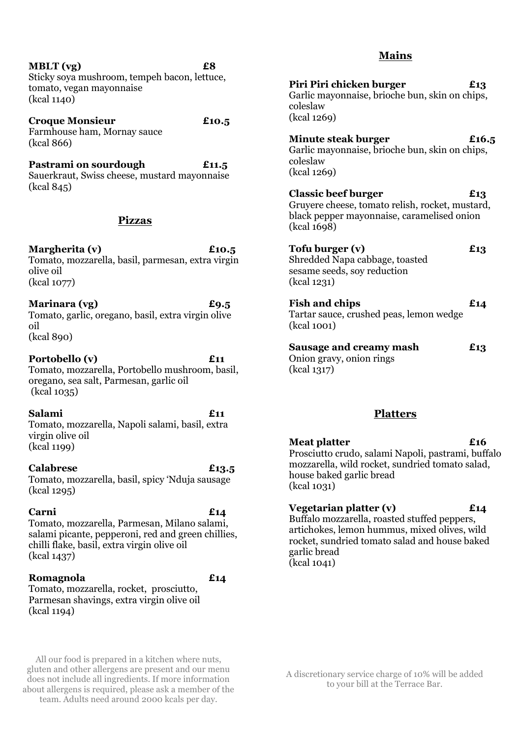**MBLT (vg)** £8
Sticky soya mushroom, tempeh bacon, lettuce, tomato, vegan mayonnaise
(kcal 1140)

**Croque Monsieur** £10.5
Farmhouse ham, Mornay sauce
(kcal 866)

**Pastrami on sourdough** £11.5
Sauerkraut, Swiss cheese, mustard mayonnaise
(kcal 845)

## Pizzas

**Margherita (v)** £10.5
Tomato, mozzarella, basil, parmesan, extra virgin olive oil
(kcal 1077)

**Marinara (vg)** £9.5
Tomato, garlic, oregano, basil, extra virgin olive oil
(kcal 890)

**Portobello (v)** £11
Tomato, mozzarella, Portobello mushroom, basil, oregano, sea salt, Parmesan, garlic oil
(kcal 1035)

**Salami** £11
Tomato, mozzarella, Napoli salami, basil, extra virgin olive oil
(kcal 1199)

**Calabrese** £13.5
Tomato, mozzarella, basil, spicy 'Nduja sausage
(kcal 1295)

**Carni** £14
Tomato, mozzarella, Parmesan, Milano salami, salami picante, pepperoni, red and green chillies, chilli flake, basil, extra virgin olive oil
(kcal 1437)

**Romagnola** £14
Tomato, mozzarella, rocket, prosciutto, Parmesan shavings, extra virgin olive oil
(kcal 1194)

All our food is prepared in a kitchen where nuts, gluten and other allergens are present and our menu does not include all ingredients. If more information about allergens is required, please ask a member of the team. Adults need around 2000 kcals per day.

## Mains

**Piri Piri chicken burger** £13
Garlic mayonnaise, brioche bun, skin on chips, coleslaw
(kcal 1269)

**Minute steak burger** £16.5
Garlic mayonnaise, brioche bun, skin on chips, coleslaw
(kcal 1269)

**Classic beef burger** £13
Gruyere cheese, tomato relish, rocket, mustard, black pepper mayonnaise, caramelised onion
(kcal 1698)

**Tofu burger (v)** £13
Shredded Napa cabbage, toasted sesame seeds, soy reduction
(kcal 1231)

**Fish and chips** £14
Tartar sauce, crushed peas, lemon wedge
(kcal 1001)

**Sausage and creamy mash** £13
Onion gravy, onion rings
(kcal 1317)

## Platters

**Meat platter** £16
Prosciutto crudo, salami Napoli, pastrami, buffalo mozzarella, wild rocket, sundried tomato salad, house baked garlic bread
(kcal 1031)

**Vegetarian platter (v)** £14
Buffalo mozzarella, roasted stuffed peppers, artichokes, lemon hummus, mixed olives, wild rocket, sundried tomato salad and house baked garlic bread
(kcal 1041)

A discretionary service charge of 10% will be added to your bill at the Terrace Bar.